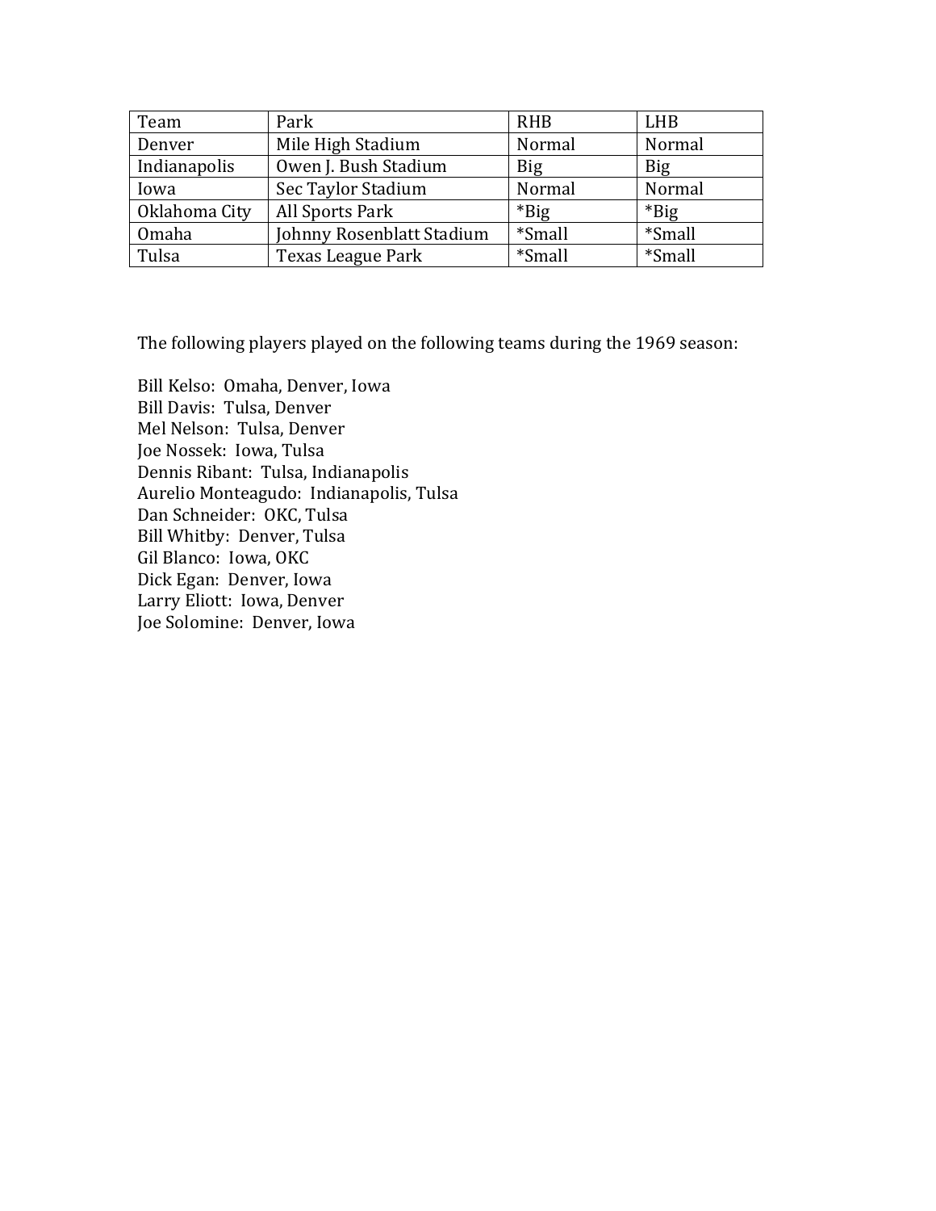| Team | Park | RHB | LHB |
|---|---|---|---|
| Denver | Mile High Stadium | Normal | Normal |
| Indianapolis | Owen J. Bush Stadium | Big | Big |
| Iowa | Sec Taylor Stadium | Normal | Normal |
| Oklahoma City | All Sports Park | *Big | *Big |
| Omaha | Johnny Rosenblatt Stadium | *Small | *Small |
| Tulsa | Texas League Park | *Small | *Small |

The following players played on the following teams during the 1969 season:

Bill Kelso:  Omaha, Denver, Iowa  
Bill Davis:  Tulsa, Denver  
Mel Nelson:  Tulsa, Denver  
Joe Nossek:  Iowa, Tulsa  
Dennis Ribant:  Tulsa, Indianapolis  
Aurelio Monteagudo:  Indianapolis, Tulsa  
Dan Schneider:  OKC, Tulsa  
Bill Whitby:  Denver, Tulsa  
Gil Blanco:  Iowa, OKC  
Dick Egan:  Denver, Iowa  
Larry Eliott:  Iowa, Denver  
Joe Solomine:  Denver, Iowa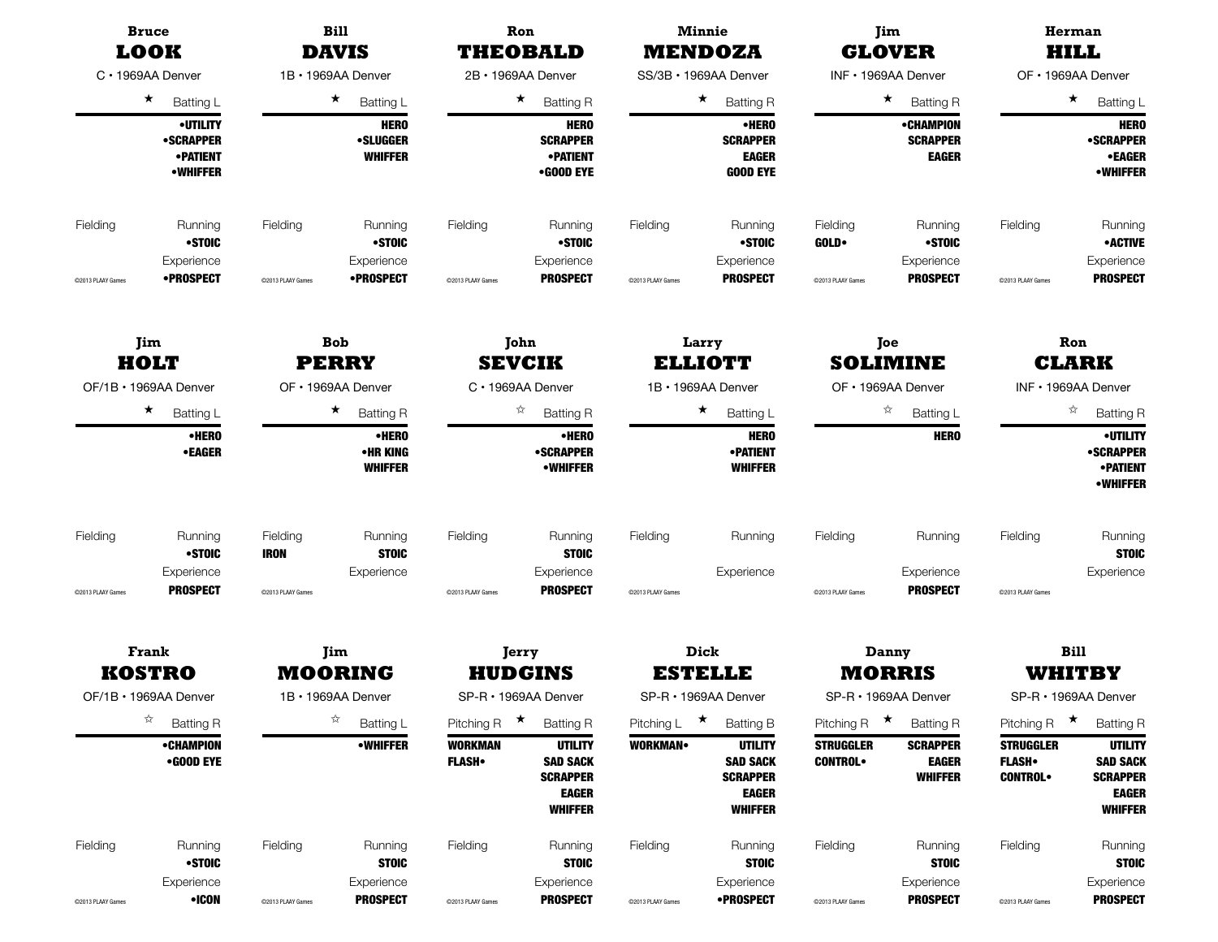**Bruce**
**LOOK**
C • 1969AA Denver

★ Batting L

**•UTILITY**
**•SCRAPPER**
**•PATIENT**
**•WHIFFER**

Fielding

Running
**•STOIC**

Experience
**•PROSPECT**

©2013 PLAAY Games

---

**Bill**
**DAVIS**
1B • 1969AA Denver

★ Batting L

**HERO**
**•SLUGGER**
**WHIFFER**

Fielding

Running
**•STOIC**

Experience
**•PROSPECT**

©2013 PLAAY Games

---

**Ron**
**THEOBALD**
2B • 1969AA Denver

★ Batting R

**HERO**
**SCRAPPER**
**•PATIENT**
**•GOOD EYE**

Fielding

Running
**•STOIC**

Experience
**PROSPECT**

©2013 PLAAY Games

---

**Minnie**
**MENDOZA**
SS/3B • 1969AA Denver

★ Batting R

**•HERO**
**SCRAPPER**
**EAGER**
**GOOD EYE**

Fielding

Running
**•STOIC**

Experience
**PROSPECT**

©2013 PLAAY Games

---

**Jim**
**GLOVER**
INF • 1969AA Denver

★ Batting R

**•CHAMPION**
**SCRAPPER**
**EAGER**

Fielding
**GOLD•**

Running
**•STOIC**

Experience
**PROSPECT**

©2013 PLAAY Games

---

**Herman**
**HILL**
OF • 1969AA Denver

★ Batting L

**HERO**
**•SCRAPPER**
**•EAGER**
**•WHIFFER**

Fielding

Running
**•ACTIVE**

Experience
**PROSPECT**

©2013 PLAAY Games

---

**Jim**
**HOLT**
OF/1B • 1969AA Denver

★ Batting L

**•HERO**
**•EAGER**

Fielding

Running
**•STOIC**

Experience
**PROSPECT**

©2013 PLAAY Games

---

**Bob**
**PERRY**
OF • 1969AA Denver

★ Batting R

**•HERO**
**•HR KING**
**WHIFFER**

Fielding
**IRON**

Running
**STOIC**

Experience

©2013 PLAAY Games

---

**John**
**SEVCIK**
C • 1969AA Denver

☆ Batting R

**•HERO**
**•SCRAPPER**
**•WHIFFER**

Fielding

Running
**STOIC**

Experience
**PROSPECT**

©2013 PLAAY Games

---

**Larry**
**ELLIOTT**
1B • 1969AA Denver

★ Batting L

**HERO**
**•PATIENT**
**WHIFFER**

Fielding

Running

Experience

©2013 PLAAY Games

---

**Joe**
**SOLIMINE**
OF • 1969AA Denver

☆ Batting L

**HERO**

Fielding

Running

Experience
**PROSPECT**

©2013 PLAAY Games

---

**Ron**
**CLARK**
INF • 1969AA Denver

☆ Batting R

**•UTILITY**
**•SCRAPPER**
**•PATIENT**
**•WHIFFER**

Fielding

Running
**STOIC**

Experience

©2013 PLAAY Games

---

**Frank**
**KOSTRO**
OF/1B • 1969AA Denver

☆ Batting R

**•CHAMPION**
**•GOOD EYE**

Fielding

Running
**•STOIC**

Experience
**•ICON**

©2013 PLAAY Games

---

**Jim**
**MOORING**
1B • 1969AA Denver

☆ Batting L

**•WHIFFER**

Fielding

Running
**STOIC**

Experience
**PROSPECT**

©2013 PLAAY Games

---

**Jerry**
**HUDGINS**
SP-R • 1969AA Denver

Pitching R ★ Batting R

**WORKMAN**
**FLASH•**

**UTILITY**
**SAD SACK**
**SCRAPPER**
**EAGER**
**WHIFFER**

Fielding

Running
**STOIC**

Experience
**PROSPECT**

©2013 PLAAY Games

---

**Dick**
**ESTELLE**
SP-R • 1969AA Denver

Pitching L ★ Batting B

**WORKMAN•**

**UTILITY**
**SAD SACK**
**SCRAPPER**
**EAGER**
**WHIFFER**

Fielding

Running
**STOIC**

Experience
**•PROSPECT**

©2013 PLAAY Games

---

**Danny**
**MORRIS**
SP-R • 1969AA Denver

Pitching R ★ Batting R

**STRUGGLER**
**CONTROL•**

**SCRAPPER**
**EAGER**
**WHIFFER**

Fielding

Running
**STOIC**

Experience
**PROSPECT**

©2013 PLAAY Games

---

**Bill**
**WHITBY**
SP-R • 1969AA Denver

Pitching R ★ Batting R

**STRUGGLER**
**FLASH•**
**CONTROL•**

**UTILITY**
**SAD SACK**
**SCRAPPER**
**EAGER**
**WHIFFER**

Fielding

Running
**STOIC**

Experience
**PROSPECT**

©2013 PLAAY Games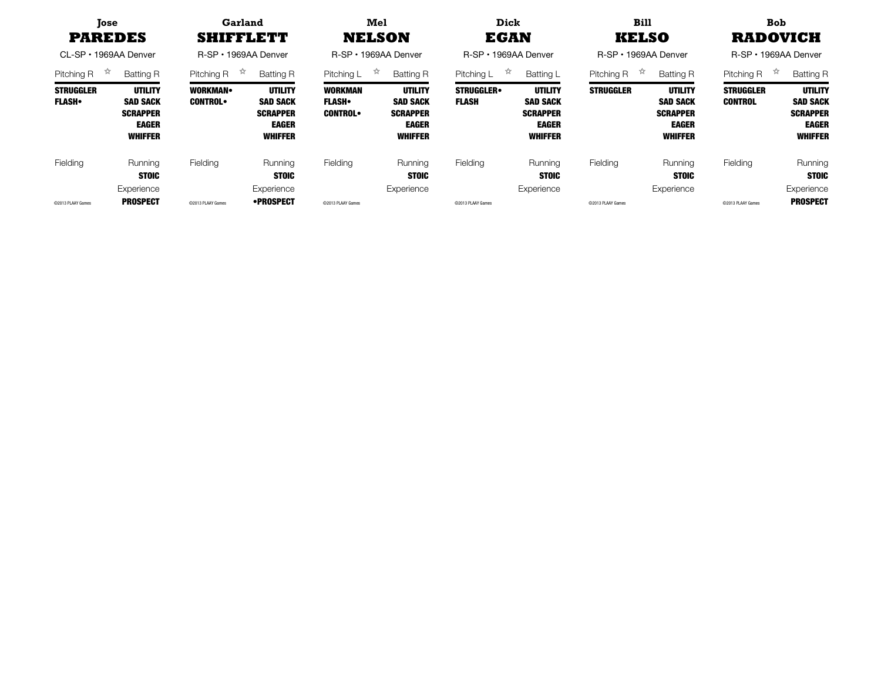## Jose PAREDES

CL-SP • 1969AA Denver

Pitching R ☆ Batting R

**STRUGGLER**
**FLASH•**

**UTILITY**
**SAD SACK**
**SCRAPPER**
**EAGER**
**WHIFFER**

Fielding

Running
**STOIC**

Experience
**PROSPECT**

©2013 PLAAY Games

## Garland SHIFFLETT

R-SP • 1969AA Denver

Pitching R ☆ Batting R

**WORKMAN•**
**CONTROL•**

**UTILITY**
**SAD SACK**
**SCRAPPER**
**EAGER**
**WHIFFER**

Fielding

Running
**STOIC**

Experience
**•PROSPECT**

©2013 PLAAY Games

## Mel NELSON

R-SP • 1969AA Denver

Pitching L ☆ Batting R

**WORKMAN**
**FLASH•**
**CONTROL•**

**UTILITY**
**SAD SACK**
**SCRAPPER**
**EAGER**
**WHIFFER**

Fielding

Running
**STOIC**

Experience

©2013 PLAAY Games

## Dick EGAN

R-SP • 1969AA Denver

Pitching L ☆ Batting L

**STRUGGLER•**
**FLASH**

**UTILITY**
**SAD SACK**
**SCRAPPER**
**EAGER**
**WHIFFER**

Fielding

Running
**STOIC**

Experience

©2013 PLAAY Games

## Bill KELSO

R-SP • 1969AA Denver

Pitching R ☆ Batting R

**STRUGGLER**

**UTILITY**
**SAD SACK**
**SCRAPPER**
**EAGER**
**WHIFFER**

Fielding

Running
**STOIC**

Experience

©2013 PLAAY Games

## Bob RADOVICH

R-SP • 1969AA Denver

Pitching R ☆ Batting R

**STRUGGLER**
**CONTROL**

**UTILITY**
**SAD SACK**
**SCRAPPER**
**EAGER**
**WHIFFER**

Fielding

Running
**STOIC**

Experience
**PROSPECT**

©2013 PLAAY Games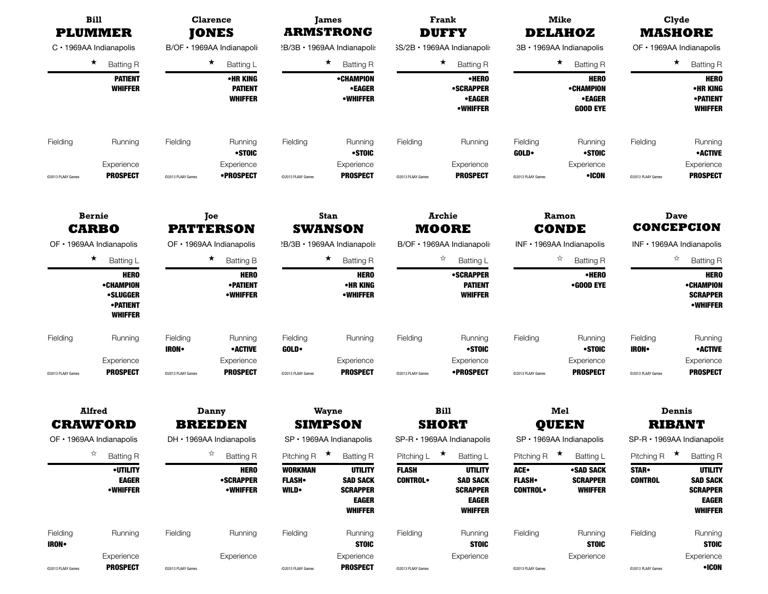### Bill **PLUMMER**

C • 1969AA Indianapolis

★ Batting R

**PATIENT**
**WHIFFER**

Fielding | Running

Experience
**PROSPECT**

©2013 PLAAY Games

---

### Clarence **JONES**

B/OF • 1969AA Indianapolis

★ Batting L

**•HR KING**
**PATIENT**
**WHIFFER**

Fielding | Running
**•STOIC**

Experience
**•PROSPECT**

©2013 PLAAY Games

---

### James **ARMSTRONG**

2B/3B • 1969AA Indianapolis

★ Batting R

**•CHAMPION**
**•EAGER**
**•WHIFFER**

Fielding | Running
**•STOIC**

Experience
**PROSPECT**

©2013 PLAAY Games

---

### Frank **DUFFY**

SS/2B • 1969AA Indianapolis

★ Batting R

**•HERO**
**•SCRAPPER**
**•EAGER**
**•WHIFFER**

Fielding | Running

Experience
**PROSPECT**

©2013 PLAAY Games

---

### Mike **DELAHOZ**

3B • 1969AA Indianapolis

★ Batting R

**HERO**
**•CHAMPION**
**•EAGER**
**GOOD EYE**

Fielding | Running
**GOLD•** | **•STOIC**

Experience
**•ICON**

©2013 PLAAY Games

---

### Clyde **MASHORE**

OF • 1969AA Indianapolis

★ Batting R

**HERO**
**•HR KING**
**•PATIENT**
**WHIFFER**

Fielding | Running
**•ACTIVE**

Experience
**PROSPECT**

©2013 PLAAY Games

---

### Bernie **CARBO**

OF • 1969AA Indianapolis

★ Batting L

**HERO**
**•CHAMPION**
**•SLUGGER**
**•PATIENT**
**WHIFFER**

Fielding | Running

Experience
**PROSPECT**

©2013 PLAAY Games

---

### Joe **PATTERSON**

OF • 1969AA Indianapolis

★ Batting B

**HERO**
**•PATIENT**
**•WHIFFER**

Fielding | Running
**IRON•** | **•ACTIVE**

Experience
**PROSPECT**

©2013 PLAAY Games

---

### Stan **SWANSON**

2B/3B • 1969AA Indianapolis

★ Batting R

**HERO**
**•HR KING**
**•WHIFFER**

Fielding | Running
**GOLD•**

Experience
**PROSPECT**

©2013 PLAAY Games

---

### Archie **MOORE**

B/OF • 1969AA Indianapolis

☆ Batting L

**•SCRAPPER**
**PATIENT**
**WHIFFER**

Fielding | Running
**•STOIC**

Experience
**•PROSPECT**

©2013 PLAAY Games

---

### Ramon **CONDE**

INF • 1969AA Indianapolis

☆ Batting R

**•HERO**
**•GOOD EYE**

Fielding | Running
**•STOIC**

Experience
**PROSPECT**

©2013 PLAAY Games

---

### Dave **CONCEPCION**

INF • 1969AA Indianapolis

☆ Batting R

**HERO**
**•CHAMPION**
**SCRAPPER**
**•WHIFFER**

Fielding | Running
**IRON•** | **•ACTIVE**

Experience
**PROSPECT**

©2013 PLAAY Games

---

### Alfred **CRAWFORD**

OF • 1969AA Indianapolis

☆ Batting R

**•UTILITY**
**EAGER**
**•WHIFFER**

Fielding | Running
**IRON•**

Experience
**PROSPECT**

©2013 PLAAY Games

---

### Danny **BREEDEN**

DH • 1969AA Indianapolis

☆ Batting R

**HERO**
**•SCRAPPER**
**•WHIFFER**

Fielding | Running

Experience

©2013 PLAAY Games

---

### Wayne **SIMPSON**

SP • 1969AA Indianapolis

Pitching R ★ Batting R

**WORKMAN** | **UTILITY**
**FLASH•** | **SAD SACK**
**WILD•** | **SCRAPPER**
**EAGER**
**WHIFFER**

Fielding | Running
**STOIC**

Experience
**PROSPECT**

©2013 PLAAY Games

---

### Bill **SHORT**

SP-R • 1969AA Indianapolis

Pitching L ★ Batting L

**FLASH** | **UTILITY**
**CONTROL•** | **SAD SACK**
**SCRAPPER**
**EAGER**
**WHIFFER**

Fielding | Running
**STOIC**

Experience

©2013 PLAAY Games

---

### Mel **QUEEN**

SP • 1969AA Indianapolis

Pitching R ★ Batting L

**ACE•** | **•SAD SACK**
**FLASH•** | **SCRAPPER**
**CONTROL•** | **WHIFFER**

Fielding | Running
**STOIC**

Experience

©2013 PLAAY Games

---

### Dennis **RIBANT**

SP-R • 1969AA Indianapolis

Pitching R ★ Batting R

**STAR•** | **UTILITY**
**CONTROL** | **SAD SACK**
**SCRAPPER**
**EAGER**
**WHIFFER**

Fielding | Running
**STOIC**

Experience
**•ICON**

©2013 PLAAY Games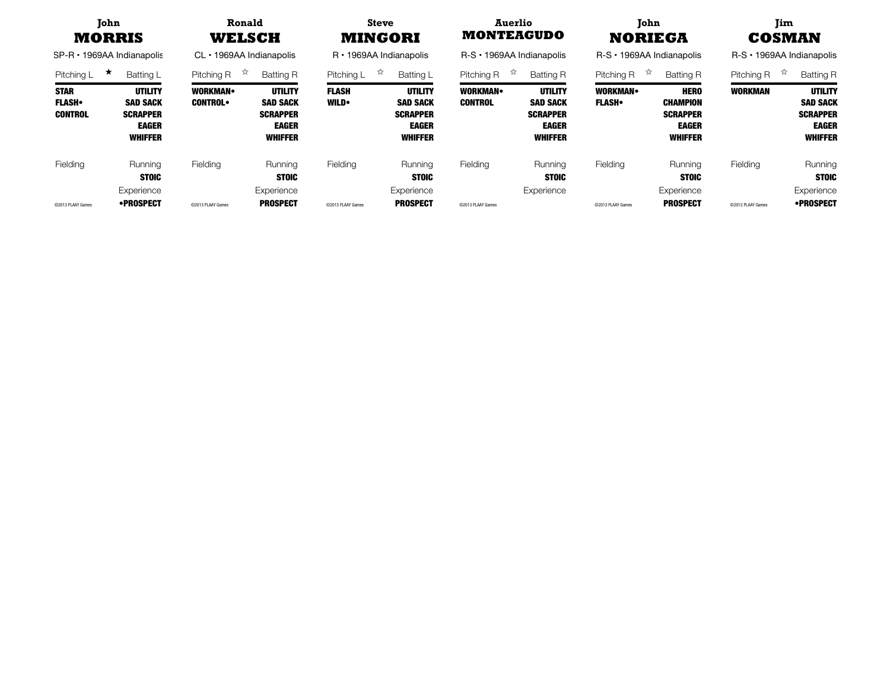## John MORRIS

SP-R • 1969AA Indianapolis

| Pitching L ★ | Batting L |
|---|---|
| **STAR** | **UTILITY** |
| **FLASH•** | **SAD SACK** |
| **CONTROL** | **SCRAPPER** |
| | **EAGER** |
| | **WHIFFER** |
| Fielding | Running |
| | **STOIC** |
| | Experience |
| ©2013 PLAAY Games | **•PROSPECT** |

## Ronald WELSCH

CL • 1969AA Indianapolis

| Pitching R ☆ | Batting R |
|---|---|
| **WORKMAN•** | **UTILITY** |
| **CONTROL•** | **SAD SACK** |
| | **SCRAPPER** |
| | **EAGER** |
| | **WHIFFER** |
| Fielding | Running |
| | **STOIC** |
| | Experience |
| ©2013 PLAAY Games | **PROSPECT** |

## Steve MINGORI

R • 1969AA Indianapolis

| Pitching L ☆ | Batting L |
|---|---|
| **FLASH** | **UTILITY** |
| **WILD•** | **SAD SACK** |
| | **SCRAPPER** |
| | **EAGER** |
| | **WHIFFER** |
| Fielding | Running |
| | **STOIC** |
| | Experience |
| ©2013 PLAAY Games | **PROSPECT** |

## Auerlio MONTEAGUDO

R-S • 1969AA Indianapolis

| Pitching R ☆ | Batting R |
|---|---|
| **WORKMAN•** | **UTILITY** |
| **CONTROL** | **SAD SACK** |
| | **SCRAPPER** |
| | **EAGER** |
| | **WHIFFER** |
| Fielding | Running |
| | **STOIC** |
| | Experience |
| ©2013 PLAAY Games | |

## John NORIEGA

R-S • 1969AA Indianapolis

| Pitching R ☆ | Batting R |
|---|---|
| **WORKMAN•** | **HERO** |
| **FLASH•** | **CHAMPION** |
| | **SCRAPPER** |
| | **EAGER** |
| | **WHIFFER** |
| Fielding | Running |
| | **STOIC** |
| | Experience |
| ©2013 PLAAY Games | **PROSPECT** |

## Jim COSMAN

R-S • 1969AA Indianapolis

| Pitching R ☆ | Batting R |
|---|---|
| **WORKMAN** | **UTILITY** |
| | **SAD SACK** |
| | **SCRAPPER** |
| | **EAGER** |
| | **WHIFFER** |
| Fielding | Running |
| | **STOIC** |
| | Experience |
| ©2013 PLAAY Games | **•PROSPECT** |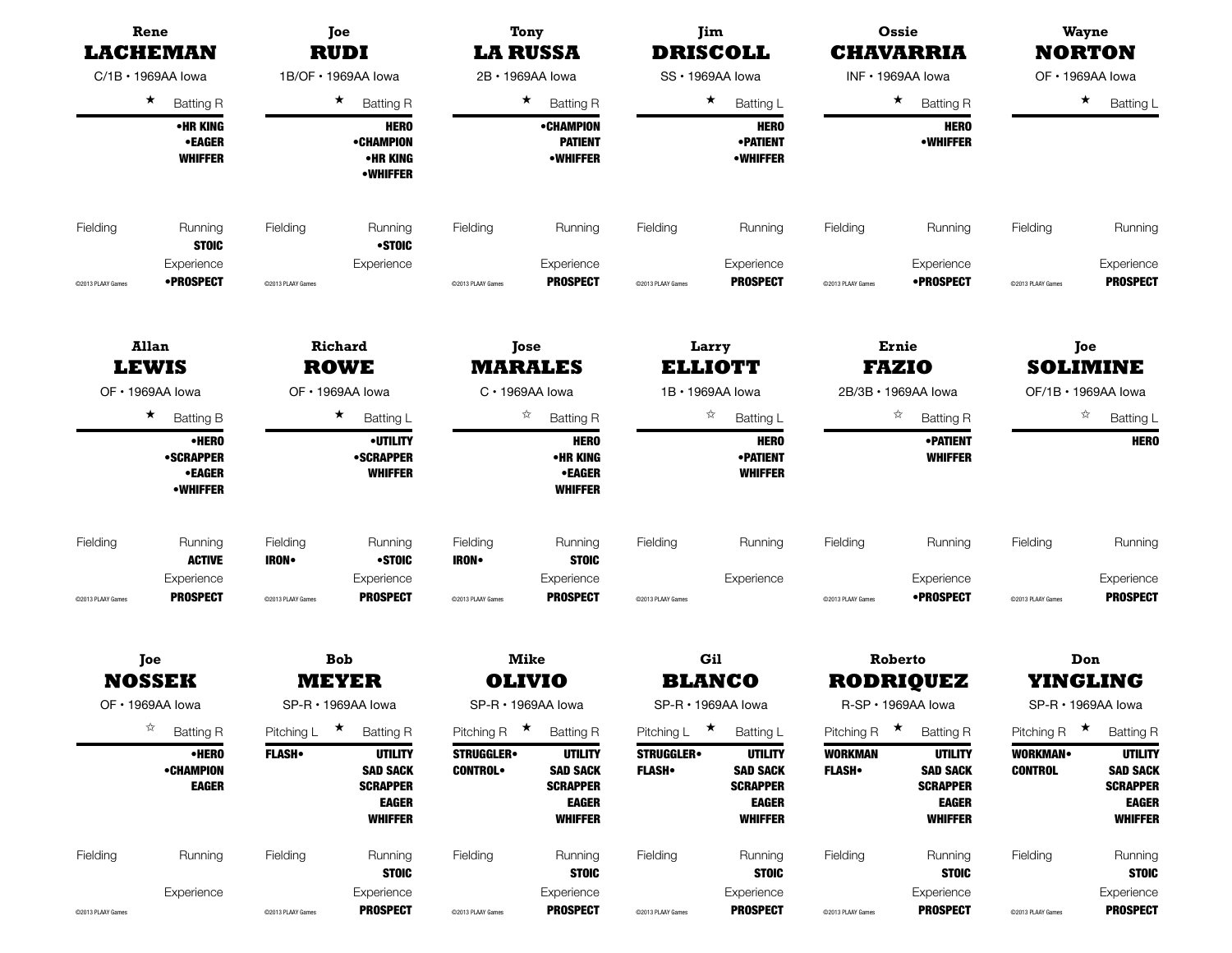### Rene
## LACHEMAN
C/1B • 1969AA Iowa

★ Batting R

**•HR KING**
**•EAGER**
**WHIFFER**

Fielding

Running
**STOIC**

Experience
**•PROSPECT**

©2013 PLAAY Games

### Joe
## RUDI
1B/OF • 1969AA Iowa

★ Batting R

**HERO**
**•CHAMPION**
**•HR KING**
**•WHIFFER**

Fielding

Running
**•STOIC**

Experience

©2013 PLAAY Games

### Tony
## LA RUSSA
2B • 1969AA Iowa

★ Batting R

**•CHAMPION**
**PATIENT**
**•WHIFFER**

Fielding

Running

Experience
**PROSPECT**

©2013 PLAAY Games

### Jim
## DRISCOLL
SS • 1969AA Iowa

★ Batting L

**HERO**
**•PATIENT**
**•WHIFFER**

Fielding

Running

Experience
**PROSPECT**

©2013 PLAAY Games

### Ossie
## CHAVARRIA
INF • 1969AA Iowa

★ Batting R

**HERO**
**•WHIFFER**

Fielding

Running

Experience
**•PROSPECT**

©2013 PLAAY Games

### Wayne
## NORTON
OF • 1969AA Iowa

★ Batting L

Fielding

Running

Experience
**PROSPECT**

©2013 PLAAY Games

### Allan
## LEWIS
OF • 1969AA Iowa

★ Batting B

**•HERO**
**•SCRAPPER**
**•EAGER**
**•WHIFFER**

Fielding

Running
**ACTIVE**

Experience
**PROSPECT**

©2013 PLAAY Games

### Richard
## ROWE
OF • 1969AA Iowa

★ Batting L

**•UTILITY**
**•SCRAPPER**
**WHIFFER**

Fielding
**IRON•**

Running
**•STOIC**

Experience
**PROSPECT**

©2013 PLAAY Games

### Jose
## MARALES
C • 1969AA Iowa

☆ Batting R

**HERO**
**•HR KING**
**•EAGER**
**WHIFFER**

Fielding
**IRON•**

Running
**STOIC**

Experience
**PROSPECT**

©2013 PLAAY Games

### Larry
## ELLIOTT
1B • 1969AA Iowa

☆ Batting L

**HERO**
**•PATIENT**
**WHIFFER**

Fielding

Running

Experience

©2013 PLAAY Games

### Ernie
## FAZIO
2B/3B • 1969AA Iowa

☆ Batting R

**•PATIENT**
**WHIFFER**

Fielding

Running

Experience
**•PROSPECT**

©2013 PLAAY Games

### Joe
## SOLIMINE
OF/1B • 1969AA Iowa

☆ Batting L

**HERO**

Fielding

Running

Experience
**PROSPECT**

©2013 PLAAY Games

### Joe
## NOSSEK
OF • 1969AA Iowa

☆ Batting R

**•HERO**
**•CHAMPION**
**EAGER**

Fielding

Running

Experience

©2013 PLAAY Games

### Bob
## MEYER
SP-R • 1969AA Iowa

Pitching L ★ Batting R

**FLASH•**

**UTILITY**
**SAD SACK**
**SCRAPPER**
**EAGER**
**WHIFFER**

Fielding

Running
**STOIC**

Experience
**PROSPECT**

©2013 PLAAY Games

### Mike
## OLIVIO
SP-R • 1969AA Iowa

Pitching R ★ Batting R

**STRUGGLER•**
**CONTROL•**

**UTILITY**
**SAD SACK**
**SCRAPPER**
**EAGER**
**WHIFFER**

Fielding

Running
**STOIC**

Experience
**PROSPECT**

©2013 PLAAY Games

### Gil
## BLANCO
SP-R • 1969AA Iowa

Pitching L ★ Batting L

**STRUGGLER•**
**FLASH•**

**UTILITY**
**SAD SACK**
**SCRAPPER**
**EAGER**
**WHIFFER**

Fielding

Running
**STOIC**

Experience
**PROSPECT**

©2013 PLAAY Games

### Roberto
## RODRIQUEZ
R-SP • 1969AA Iowa

Pitching R ★ Batting R

**WORKMAN**
**FLASH•**

**UTILITY**
**SAD SACK**
**SCRAPPER**
**EAGER**
**WHIFFER**

Fielding

Running
**STOIC**

Experience
**PROSPECT**

©2013 PLAAY Games

### Don
## YINGLING
SP-R • 1969AA Iowa

Pitching R ★ Batting R

**WORKMAN•**
**CONTROL**

**UTILITY**
**SAD SACK**
**SCRAPPER**
**EAGER**
**WHIFFER**

Fielding

Running
**STOIC**

Experience
**PROSPECT**

©2013 PLAAY Games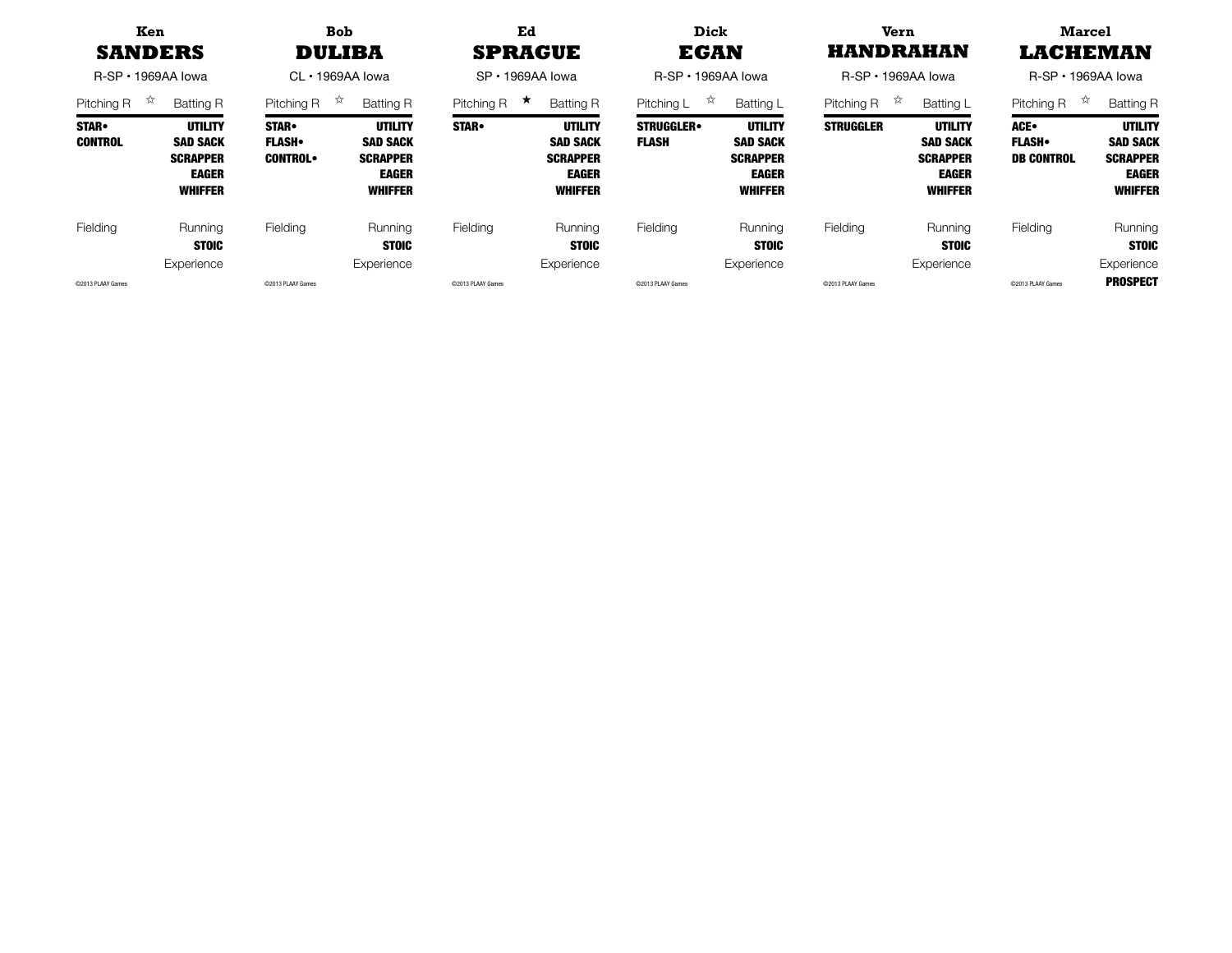## Ken SANDERS

R-SP • 1969AA Iowa

Pitching R ☆ Batting R

| Pitching | Batting |
|---|---|
| **STAR•** | **UTILITY** |
| **CONTROL** | **SAD SACK** |
| | **SCRAPPER** |
| | **EAGER** |
| | **WHIFFER** |

Fielding — Running: **STOIC**

Experience

©2013 PLAAY Games

## Bob DULIBA

CL • 1969AA Iowa

Pitching R ☆ Batting R

| Pitching | Batting |
|---|---|
| **STAR•** | **UTILITY** |
| **FLASH•** | **SAD SACK** |
| **CONTROL•** | **SCRAPPER** |
| | **EAGER** |
| | **WHIFFER** |

Fielding — Running: **STOIC**

Experience

©2013 PLAAY Games

## Ed SPRAGUE

SP • 1969AA Iowa

Pitching R ★ Batting R

| Pitching | Batting |
|---|---|
| **STAR•** | **UTILITY** |
| | **SAD SACK** |
| | **SCRAPPER** |
| | **EAGER** |
| | **WHIFFER** |

Fielding — Running: **STOIC**

Experience

©2013 PLAAY Games

## Dick EGAN

R-SP • 1969AA Iowa

Pitching L ☆ Batting L

| Pitching | Batting |
|---|---|
| **STRUGGLER•** | **UTILITY** |
| **FLASH** | **SAD SACK** |
| | **SCRAPPER** |
| | **EAGER** |
| | **WHIFFER** |

Fielding — Running: **STOIC**

Experience

©2013 PLAAY Games

## Vern HANDRAHAN

R-SP • 1969AA Iowa

Pitching R ☆ Batting L

| Pitching | Batting |
|---|---|
| **STRUGGLER** | **UTILITY** |
| | **SAD SACK** |
| | **SCRAPPER** |
| | **EAGER** |
| | **WHIFFER** |

Fielding — Running: **STOIC**

Experience

©2013 PLAAY Games

## Marcel LACHEMAN

R-SP • 1969AA Iowa

Pitching R ☆ Batting R

| Pitching | Batting |
|---|---|
| **ACE•** | **UTILITY** |
| **FLASH•** | **SAD SACK** |
| **DB CONTROL** | **SCRAPPER** |
| | **EAGER** |
| | **WHIFFER** |

Fielding — Running: **STOIC**

Experience: **PROSPECT**

©2013 PLAAY Games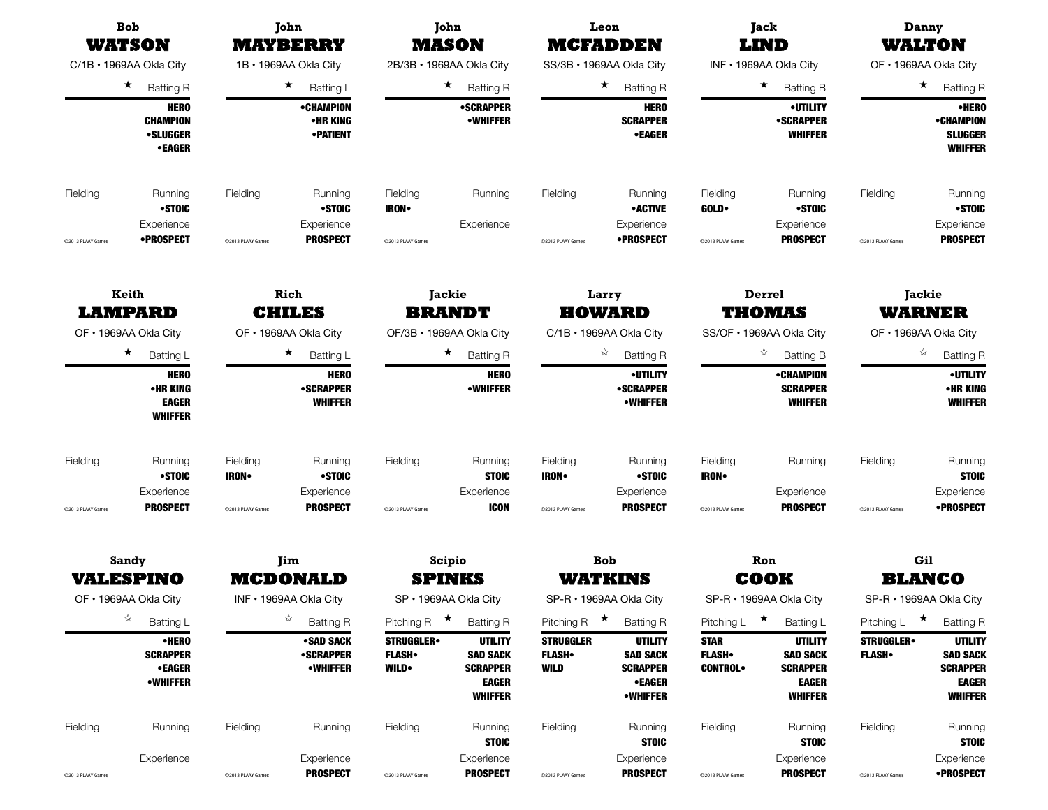## Bob WATSON

C/1B • 1969AA Okla City

★ Batting R

HERO
CHAMPION
•SLUGGER
•EAGER

Fielding

Running: •STOIC

Experience: •PROSPECT

©2013 PLAAY Games

## John MAYBERRY

1B • 1969AA Okla City

★ Batting L

•CHAMPION
•HR KING
•PATIENT

Fielding

Running: •STOIC

Experience: PROSPECT

©2013 PLAAY Games

## John MASON

2B/3B • 1969AA Okla City

★ Batting R

•SCRAPPER
•WHIFFER

Fielding: IRON•

Running

Experience

©2013 PLAAY Games

## Leon MCFADDEN

SS/3B • 1969AA Okla City

★ Batting R

HERO
SCRAPPER
•EAGER

Fielding

Running: •ACTIVE

Experience: •PROSPECT

©2013 PLAAY Games

## Jack LIND

INF • 1969AA Okla City

★ Batting B

•UTILITY
•SCRAPPER
WHIFFER

Fielding: GOLD•

Running: •STOIC

Experience: PROSPECT

©2013 PLAAY Games

## Danny WALTON

OF • 1969AA Okla City

★ Batting R

•HERO
•CHAMPION
SLUGGER
WHIFFER

Fielding

Running: •STOIC

Experience: PROSPECT

©2013 PLAAY Games

## Keith LAMPARD

OF • 1969AA Okla City

★ Batting L

HERO
•HR KING
EAGER
WHIFFER

Fielding

Running: •STOIC

Experience: PROSPECT

©2013 PLAAY Games

## Rich CHILES

OF • 1969AA Okla City

★ Batting L

HERO
•SCRAPPER
WHIFFER

Fielding: IRON•

Running: •STOIC

Experience: PROSPECT

©2013 PLAAY Games

## Jackie BRANDT

OF/3B • 1969AA Okla City

★ Batting R

HERO
•WHIFFER

Fielding

Running: STOIC

Experience: ICON

©2013 PLAAY Games

## Larry HOWARD

C/1B • 1969AA Okla City

☆ Batting R

•UTILITY
•SCRAPPER
•WHIFFER

Fielding: IRON•

Running: •STOIC

Experience: PROSPECT

©2013 PLAAY Games

## Derrel THOMAS

SS/OF • 1969AA Okla City

☆ Batting B

•CHAMPION
SCRAPPER
WHIFFER

Fielding: IRON•

Running

Experience: PROSPECT

©2013 PLAAY Games

## Jackie WARNER

OF • 1969AA Okla City

☆ Batting R

•UTILITY
•HR KING
WHIFFER

Fielding

Running: STOIC

Experience: •PROSPECT

©2013 PLAAY Games

## Sandy VALESPINO

OF • 1969AA Okla City

☆ Batting L

•HERO
SCRAPPER
•EAGER
•WHIFFER

Fielding

Running

Experience

©2013 PLAAY Games

## Jim MCDONALD

INF • 1969AA Okla City

☆ Batting R

•SAD SACK
•SCRAPPER
•WHIFFER

Fielding

Running

Experience: PROSPECT

©2013 PLAAY Games

## Scipio SPINKS

SP • 1969AA Okla City

Pitching R ★ Batting R

| Pitching | Batting |
|---|---|
| STRUGGLER• | UTILITY |
| FLASH• | SAD SACK |
| WILD• | SCRAPPER |
| | EAGER |
| | WHIFFER |

Fielding

Running: STOIC

Experience: PROSPECT

©2013 PLAAY Games

## Bob WATKINS

SP-R • 1969AA Okla City

Pitching R ★ Batting R

| Pitching | Batting |
|---|---|
| STRUGGLER | UTILITY |
| FLASH• | SAD SACK |
| WILD | SCRAPPER |
| | •EAGER |
| | •WHIFFER |

Fielding

Running: STOIC

Experience: PROSPECT

©2013 PLAAY Games

## Ron COOK

SP-R • 1969AA Okla City

Pitching L ★ Batting L

| Pitching | Batting |
|---|---|
| STAR | UTILITY |
| FLASH• | SAD SACK |
| CONTROL• | SCRAPPER |
| | EAGER |
| | WHIFFER |

Fielding

Running: STOIC

Experience: PROSPECT

©2013 PLAAY Games

## Gil BLANCO

SP-R • 1969AA Okla City

Pitching L ★ Batting R

| Pitching | Batting |
|---|---|
| STRUGGLER• | UTILITY |
| FLASH• | SAD SACK |
| | SCRAPPER |
| | EAGER |
| | WHIFFER |

Fielding

Running: STOIC

Experience: •PROSPECT

©2013 PLAAY Games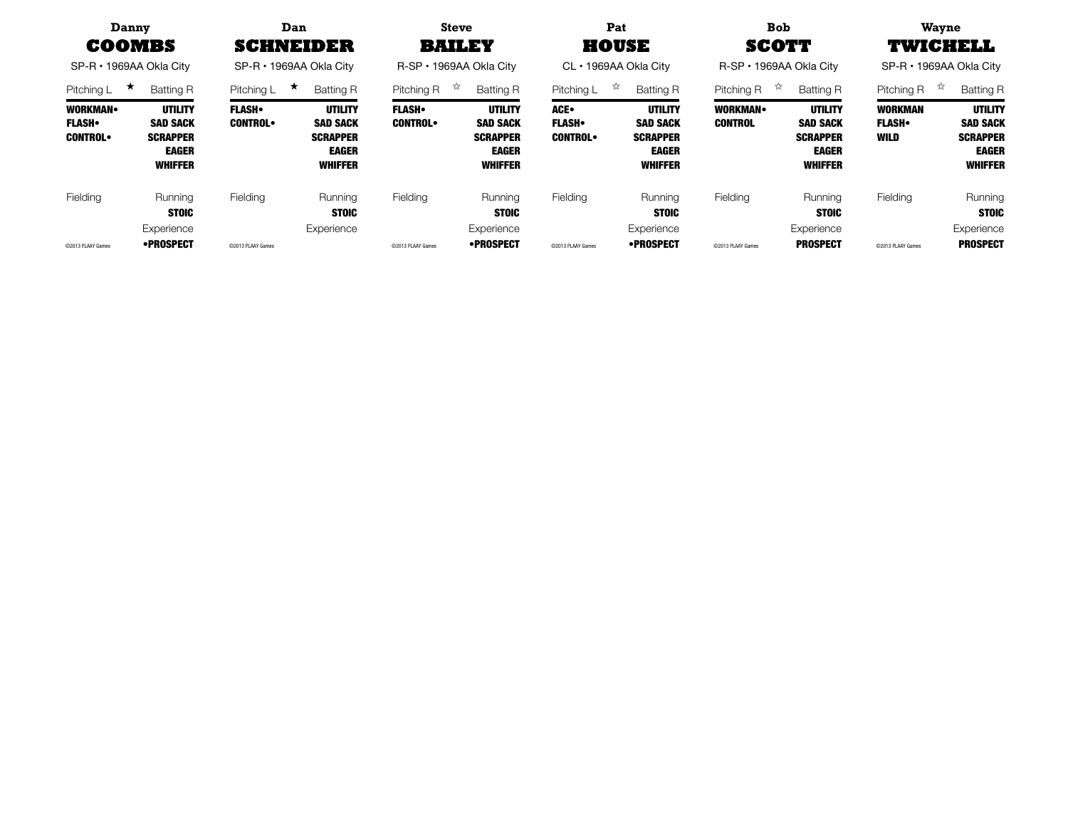## Danny COOMBS

SP-R • 1969AA Okla City

Pitching L ★ Batting R

**WORKMAN•** **FLASH•** **CONTROL•**

**UTILITY** **SAD SACK** **SCRAPPER** **EAGER** **WHIFFER**

Fielding

Running **STOIC**

Experience **•PROSPECT**

©2013 PLAAY Games

## Dan SCHNEIDER

SP-R • 1969AA Okla City

Pitching L ★ Batting R

**FLASH•** **CONTROL•**

**UTILITY** **SAD SACK** **SCRAPPER** **EAGER** **WHIFFER**

Fielding

Running **STOIC**

Experience

©2013 PLAAY Games

## Steve BAILEY

R-SP • 1969AA Okla City

Pitching R ☆ Batting R

**FLASH•** **CONTROL•**

**UTILITY** **SAD SACK** **SCRAPPER** **EAGER** **WHIFFER**

Fielding

Running **STOIC**

Experience **•PROSPECT**

©2013 PLAAY Games

## Pat HOUSE

CL • 1969AA Okla City

Pitching L ☆ Batting R

**ACE•** **FLASH•** **CONTROL•**

**UTILITY** **SAD SACK** **SCRAPPER** **EAGER** **WHIFFER**

Fielding

Running **STOIC**

Experience **•PROSPECT**

©2013 PLAAY Games

## Bob SCOTT

R-SP • 1969AA Okla City

Pitching R ☆ Batting R

**WORKMAN•** **CONTROL**

**UTILITY** **SAD SACK** **SCRAPPER** **EAGER** **WHIFFER**

Fielding

Running **STOIC**

Experience **PROSPECT**

©2013 PLAAY Games

## Wayne TWICHELL

SP-R • 1969AA Okla City

Pitching R ☆ Batting R

**WORKMAN** **FLASH•** **WILD**

**UTILITY** **SAD SACK** **SCRAPPER** **EAGER** **WHIFFER**

Fielding

Running **STOIC**

Experience **PROSPECT**

©2013 PLAAY Games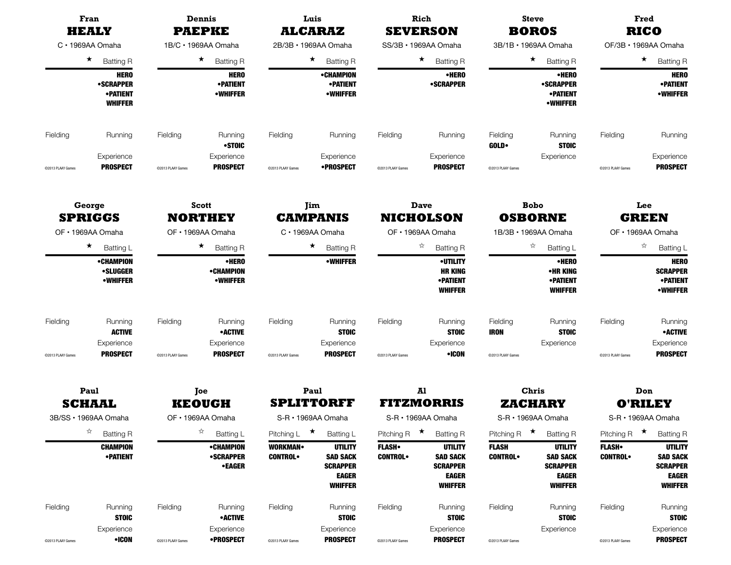## Fran HEALY
C • 1969AA Omaha

★ Batting R

**HERO**
**•SCRAPPER**
**•PATIENT**
**WHIFFER**

Fielding | Running

Experience
**PROSPECT**

©2013 PLAAY Games

## Dennis PAEPKE
1B/C • 1969AA Omaha

★ Batting R

**HERO**
**•PATIENT**
**•WHIFFER**

Fielding | Running
**•STOIC**

Experience
**PROSPECT**

©2013 PLAAY Games

## Luis ALCARAZ
2B/3B • 1969AA Omaha

★ Batting R

**•CHAMPION**
**•PATIENT**
**•WHIFFER**

Fielding | Running

Experience
**•PROSPECT**

©2013 PLAAY Games

## Rich SEVERSON
SS/3B • 1969AA Omaha

★ Batting R

**•HERO**
**•SCRAPPER**

Fielding | Running

Experience
**PROSPECT**

©2013 PLAAY Games

## Steve BOROS
3B/1B • 1969AA Omaha

★ Batting R

**•HERO**
**•SCRAPPER**
**•PATIENT**
**•WHIFFER**

Fielding | Running
**GOLD•** | **STOIC**

Experience

©2013 PLAAY Games

## Fred RICO
OF/3B • 1969AA Omaha

★ Batting R

**HERO**
**•PATIENT**
**•WHIFFER**

Fielding | Running

Experience
**PROSPECT**

©2013 PLAAY Games

## George SPRIGGS
OF • 1969AA Omaha

★ Batting L

**•CHAMPION**
**•SLUGGER**
**•WHIFFER**

Fielding | Running
**ACTIVE**

Experience
**PROSPECT**

©2013 PLAAY Games

## Scott NORTHEY
OF • 1969AA Omaha

★ Batting R

**•HERO**
**•CHAMPION**
**•WHIFFER**

Fielding | Running
**•ACTIVE**

Experience
**PROSPECT**

©2013 PLAAY Games

## Jim CAMPANIS
C • 1969AA Omaha

★ Batting R

**•WHIFFER**

Fielding | Running
**STOIC**

Experience
**PROSPECT**

©2013 PLAAY Games

## Dave NICHOLSON
OF • 1969AA Omaha

☆ Batting R

**•UTILITY**
**HR KING**
**•PATIENT**
**WHIFFER**

Fielding | Running
**STOIC**

Experience
**•ICON**

©2013 PLAAY Games

## Bobo OSBORNE
1B/3B • 1969AA Omaha

☆ Batting L

**•HERO**
**•HR KING**
**•PATIENT**
**WHIFFER**

Fielding | Running
**IRON** | **STOIC**

Experience

©2013 PLAAY Games

## Lee GREEN
OF • 1969AA Omaha

☆ Batting L

**HERO**
**SCRAPPER**
**•PATIENT**
**•WHIFFER**

Fielding | Running
**•ACTIVE**

Experience
**PROSPECT**

©2013 PLAAY Games

## Paul SCHAAL
3B/SS • 1969AA Omaha

☆ Batting R

**CHAMPION**
**•PATIENT**

Fielding | Running
**STOIC**

Experience
**•ICON**

©2013 PLAAY Games

## Joe KEOUGH
OF • 1969AA Omaha

☆ Batting L

**•CHAMPION**
**•SCRAPPER**
**•EAGER**

Fielding | Running
**•ACTIVE**

Experience
**•PROSPECT**

©2013 PLAAY Games

## Paul SPLITTORFF
S-R • 1969AA Omaha

Pitching L ★ Batting L

**WORKMAN•** | **UTILITY**
**CONTROL•** | **SAD SACK**
**SCRAPPER**
**EAGER**
**WHIFFER**

Fielding | Running
**STOIC**

Experience
**PROSPECT**

©2013 PLAAY Games

## Al FITZMORRIS
S-R • 1969AA Omaha

Pitching R ★ Batting R

**FLASH•** | **UTILITY**
**CONTROL•** | **SAD SACK**
**SCRAPPER**
**EAGER**
**WHIFFER**

Fielding | Running
**STOIC**

Experience
**PROSPECT**

©2013 PLAAY Games

## Chris ZACHARY
S-R • 1969AA Omaha

Pitching R ★ Batting R

**FLASH** | **UTILITY**
**CONTROL•** | **SAD SACK**
**SCRAPPER**
**EAGER**
**WHIFFER**

Fielding | Running
**STOIC**

Experience

©2013 PLAAY Games

## Don O'RILEY
S-R • 1969AA Omaha

Pitching R ★ Batting R

**FLASH•** | **UTILITY**
**CONTROL•** | **SAD SACK**
**SCRAPPER**
**EAGER**
**WHIFFER**

Fielding | Running
**STOIC**

Experience
**PROSPECT**

©2013 PLAAY Games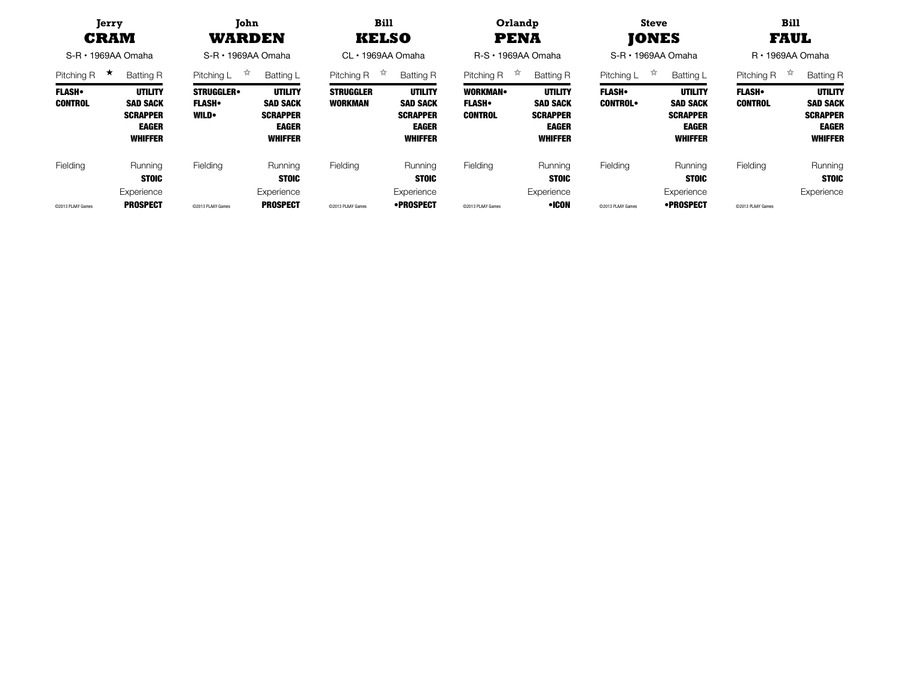## Jerry CRAM

S-R • 1969AA Omaha

Pitching R ★ Batting R

| Pitching | Batting |
| --- | --- |
| FLASH• | UTILITY |
| CONTROL | SAD SACK |
| | SCRAPPER |
| | EAGER |
| | WHIFFER |

Fielding | Running: STOIC

Experience: PROSPECT

©2013 PLAAY Games

## John WARDEN

S-R • 1969AA Omaha

Pitching L ☆ Batting L

| Pitching | Batting |
| --- | --- |
| STRUGGLER• | UTILITY |
| FLASH• | SAD SACK |
| WILD• | SCRAPPER |
| | EAGER |
| | WHIFFER |

Fielding | Running: STOIC

Experience: PROSPECT

©2013 PLAAY Games

## Bill KELSO

CL • 1969AA Omaha

Pitching R ☆ Batting R

| Pitching | Batting |
| --- | --- |
| STRUGGLER | UTILITY |
| WORKMAN | SAD SACK |
| | SCRAPPER |
| | EAGER |
| | WHIFFER |

Fielding | Running: STOIC

Experience: •PROSPECT

©2013 PLAAY Games

## Orlandp PENA

R-S • 1969AA Omaha

Pitching R ☆ Batting R

| Pitching | Batting |
| --- | --- |
| WORKMAN• | UTILITY |
| FLASH• | SAD SACK |
| CONTROL | SCRAPPER |
| | EAGER |
| | WHIFFER |

Fielding | Running: STOIC

Experience: •ICON

©2013 PLAAY Games

## Steve JONES

S-R • 1969AA Omaha

Pitching L ☆ Batting L

| Pitching | Batting |
| --- | --- |
| FLASH• | UTILITY |
| CONTROL• | SAD SACK |
| | SCRAPPER |
| | EAGER |
| | WHIFFER |

Fielding | Running: STOIC

Experience: •PROSPECT

©2013 PLAAY Games

## Bill FAUL

R • 1969AA Omaha

Pitching R ☆ Batting R

| Pitching | Batting |
| --- | --- |
| FLASH• | UTILITY |
| CONTROL | SAD SACK |
| | SCRAPPER |
| | EAGER |
| | WHIFFER |

Fielding | Running: STOIC

Experience

©2013 PLAAY Games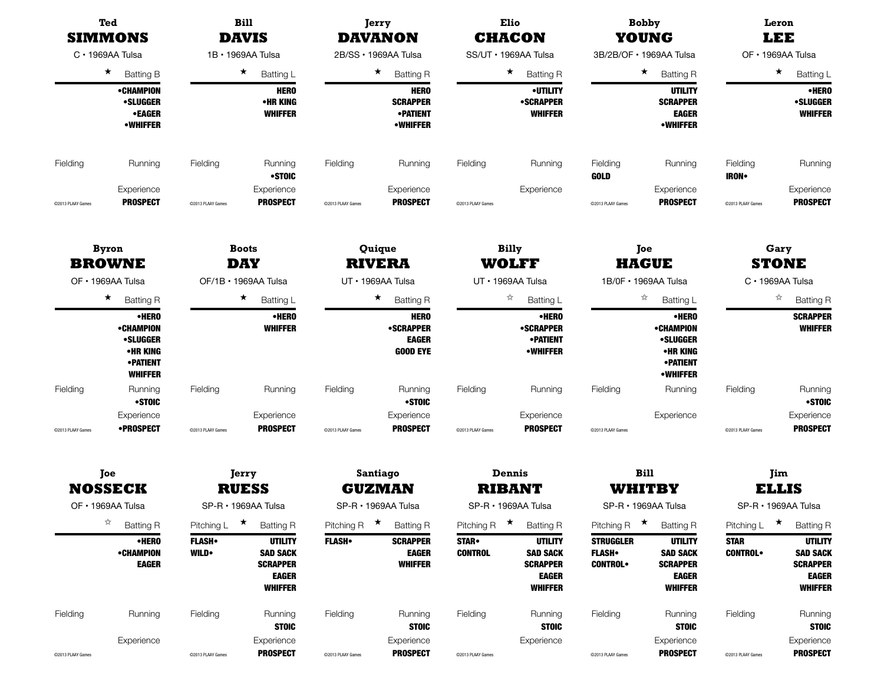### Ted SIMMONS

C • 1969AA Tulsa

★ Batting B

**•CHAMPION**
**•SLUGGER**
**•EAGER**
**•WHIFFER**

Fielding | Running

Experience: **PROSPECT**

©2013 PLAAY Games

### Bill DAVIS

1B • 1969AA Tulsa

★ Batting L

**HERO**
**•HR KING**
**WHIFFER**

Fielding | Running: **•STOIC**

Experience: **PROSPECT**

©2013 PLAAY Games

### Jerry DAVANON

2B/SS • 1969AA Tulsa

★ Batting R

**HERO**
**SCRAPPER**
**•PATIENT**
**•WHIFFER**

Fielding | Running

Experience: **PROSPECT**

©2013 PLAAY Games

### Elio CHACON

SS/UT • 1969AA Tulsa

★ Batting R

**•UTILITY**
**•SCRAPPER**
**WHIFFER**

Fielding | Running

Experience

©2013 PLAAY Games

### Bobby YOUNG

3B/2B/OF • 1969AA Tulsa

★ Batting R

**UTILITY**
**SCRAPPER**
**EAGER**
**•WHIFFER**

Fielding: **GOLD** | Running

Experience: **PROSPECT**

©2013 PLAAY Games

### Leron LEE

OF • 1969AA Tulsa

★ Batting L

**•HERO**
**•SLUGGER**
**WHIFFER**

Fielding: **IRON•** | Running

Experience: **PROSPECT**

©2013 PLAAY Games

### Byron BROWNE

OF • 1969AA Tulsa

★ Batting R

**•HERO**
**•CHAMPION**
**•SLUGGER**
**•HR KING**
**•PATIENT**
**WHIFFER**

Fielding | Running: **•STOIC**

Experience: **•PROSPECT**

©2013 PLAAY Games

### Boots DAY

OF/1B • 1969AA Tulsa

★ Batting L

**•HERO**
**WHIFFER**

Fielding | Running

Experience: **PROSPECT**

©2013 PLAAY Games

### Quique RIVERA

UT • 1969AA Tulsa

★ Batting R

**HERO**
**•SCRAPPER**
**EAGER**
**GOOD EYE**

Fielding | Running: **•STOIC**

Experience: **PROSPECT**

©2013 PLAAY Games

### Billy WOLFF

UT • 1969AA Tulsa

☆ Batting L

**•HERO**
**•SCRAPPER**
**•PATIENT**
**•WHIFFER**

Fielding | Running

Experience: **PROSPECT**

©2013 PLAAY Games

### Joe HAGUE

1B/0F • 1969AA Tulsa

☆ Batting L

**•HERO**
**•CHAMPION**
**•SLUGGER**
**•HR KING**
**•PATIENT**
**•WHIFFER**

Fielding | Running

Experience

©2013 PLAAY Games

### Gary STONE

C • 1969AA Tulsa

☆ Batting R

**SCRAPPER**
**WHIFFER**

Fielding | Running: **•STOIC**

Experience: **PROSPECT**

©2013 PLAAY Games

### Joe NOSSECK

OF • 1969AA Tulsa

☆ Batting R

**•HERO**
**•CHAMPION**
**EAGER**

Fielding | Running

Experience

©2013 PLAAY Games

### Jerry RUESS

SP-R • 1969AA Tulsa

Pitching L ★ Batting R

Pitching: **FLASH•**, **WILD•**

Batting: **UTILITY**, **SAD SACK**, **SCRAPPER**, **EAGER**, **WHIFFER**

Fielding | Running: **STOIC**

Experience: **PROSPECT**

©2013 PLAAY Games

### Santiago GUZMAN

SP-R • 1969AA Tulsa

Pitching R ★ Batting R

Pitching: **FLASH•**

Batting: **SCRAPPER**, **EAGER**, **WHIFFER**

Fielding | Running: **STOIC**

Experience: **PROSPECT**

©2013 PLAAY Games

### Dennis RIBANT

SP-R • 1969AA Tulsa

Pitching R ★ Batting R

Pitching: **STAR•**, **CONTROL**

Batting: **UTILITY**, **SAD SACK**, **SCRAPPER**, **EAGER**, **WHIFFER**

Fielding | Running: **STOIC**

Experience

©2013 PLAAY Games

### Bill WHITBY

SP-R • 1969AA Tulsa

Pitching R ★ Batting R

Pitching: **STRUGGLER**, **FLASH•**, **CONTROL•**

Batting: **UTILITY**, **SAD SACK**, **SCRAPPER**, **EAGER**, **WHIFFER**

Fielding | Running: **STOIC**

Experience: **PROSPECT**

©2013 PLAAY Games

### Jim ELLIS

SP-R • 1969AA Tulsa

Pitching L ★ Batting R

Pitching: **STAR**, **CONTROL•**

Batting: **UTILITY**, **SAD SACK**, **SCRAPPER**, **EAGER**, **WHIFFER**

Fielding | Running: **STOIC**

Experience: **PROSPECT**

©2013 PLAAY Games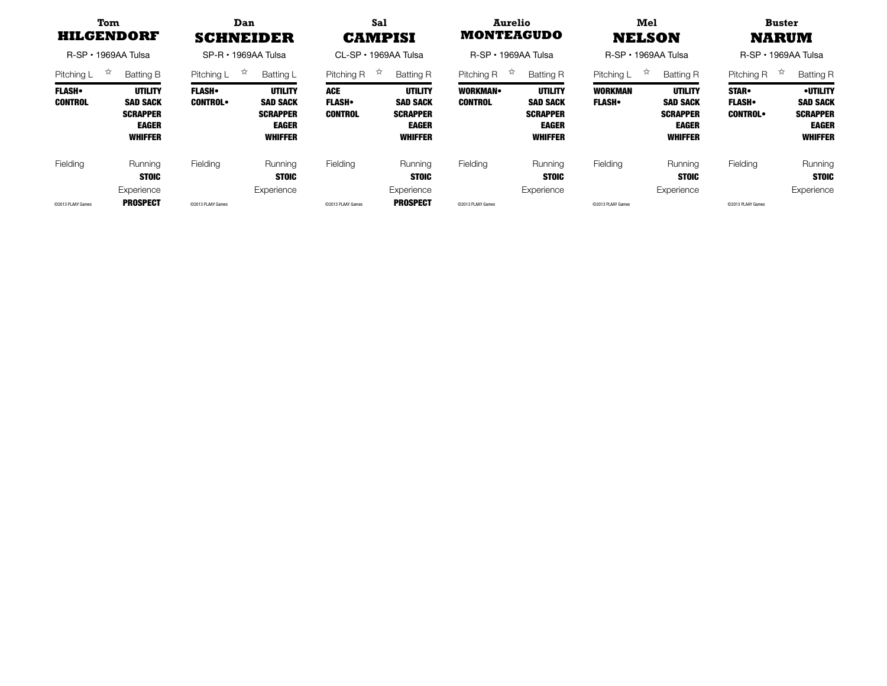Tom
**HILGENDORF**

R-SP • 1969AA Tulsa

| Pitching L ☆ | Batting B |
|---|---|
| **FLASH•** | **UTILITY** |
| **CONTROL** | **SAD SACK** |
| | **SCRAPPER** |
| | **EAGER** |
| | **WHIFFER** |

Fielding — Running: **STOIC**

Experience: **PROSPECT**

©2013 PLAAY Games

---

Dan
**SCHNEIDER**

SP-R • 1969AA Tulsa

| Pitching L ☆ | Batting L |
|---|---|
| **FLASH•** | **UTILITY** |
| **CONTROL•** | **SAD SACK** |
| | **SCRAPPER** |
| | **EAGER** |
| | **WHIFFER** |

Fielding — Running: **STOIC**

Experience

©2013 PLAAY Games

---

Sal
**CAMPISI**

CL-SP • 1969AA Tulsa

| Pitching R ☆ | Batting R |
|---|---|
| **ACE** | **UTILITY** |
| **FLASH•** | **SAD SACK** |
| **CONTROL** | **SCRAPPER** |
| | **EAGER** |
| | **WHIFFER** |

Fielding — Running: **STOIC**

Experience: **PROSPECT**

©2013 PLAAY Games

---

Aurelio
**MONTEAGUDO**

R-SP • 1969AA Tulsa

| Pitching R ☆ | Batting R |
|---|---|
| **WORKMAN•** | **UTILITY** |
| **CONTROL** | **SAD SACK** |
| | **SCRAPPER** |
| | **EAGER** |
| | **WHIFFER** |

Fielding — Running: **STOIC**

Experience

©2013 PLAAY Games

---

Mel
**NELSON**

R-SP • 1969AA Tulsa

| Pitching L ☆ | Batting R |
|---|---|
| **WORKMAN** | **UTILITY** |
| **FLASH•** | **SAD SACK** |
| | **SCRAPPER** |
| | **EAGER** |
| | **WHIFFER** |

Fielding — Running: **STOIC**

Experience

©2013 PLAAY Games

---

Buster
**NARUM**

R-SP • 1969AA Tulsa

| Pitching R ☆ | Batting R |
|---|---|
| **STAR•** | **•UTILITY** |
| **FLASH•** | **SAD SACK** |
| **CONTROL•** | **SCRAPPER** |
| | **EAGER** |
| | **WHIFFER** |

Fielding — Running: **STOIC**

Experience

©2013 PLAAY Games